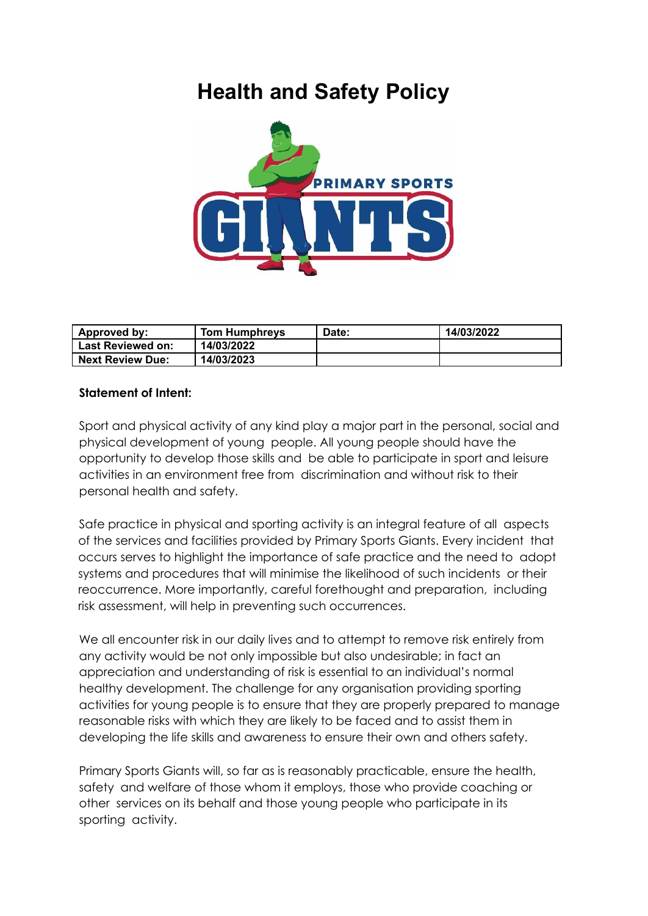# Health and Safety Policy

| Approved by: | Tom Humphreys | Date: | 14/03/2022 |
|---|---|---|---|
| Last Reviewed on: | 14/03/2022 | | |
| Next Review Due: | 14/03/2023 | | |

**Statement of Intent:**

Sport and physical activity of any kind play a major part in the personal, social and physical development of young people. All young people should have the opportunity to develop those skills and be able to participate in sport and leisure activities in an environment free from discrimination and without risk to their personal health and safety.

Safe practice in physical and sporting activity is an integral feature of all aspects of the services and facilities provided by Primary Sports Giants. Every incident that occurs serves to highlight the importance of safe practice and the need to adopt systems and procedures that will minimise the likelihood of such incidents or their reoccurrence. More importantly, careful forethought and preparation, including risk assessment, will help in preventing such occurrences.

We all encounter risk in our daily lives and to attempt to remove risk entirely from any activity would be not only impossible but also undesirable; in fact an appreciation and understanding of risk is essential to an individual's normal healthy development. The challenge for any organisation providing sporting activities for young people is to ensure that they are properly prepared to manage reasonable risks with which they are likely to be faced and to assist them in developing the life skills and awareness to ensure their own and others safety.

Primary Sports Giants will, so far as is reasonably practicable, ensure the health, safety and welfare of those whom it employs, those who provide coaching or other services on its behalf and those young people who participate in its sporting activity.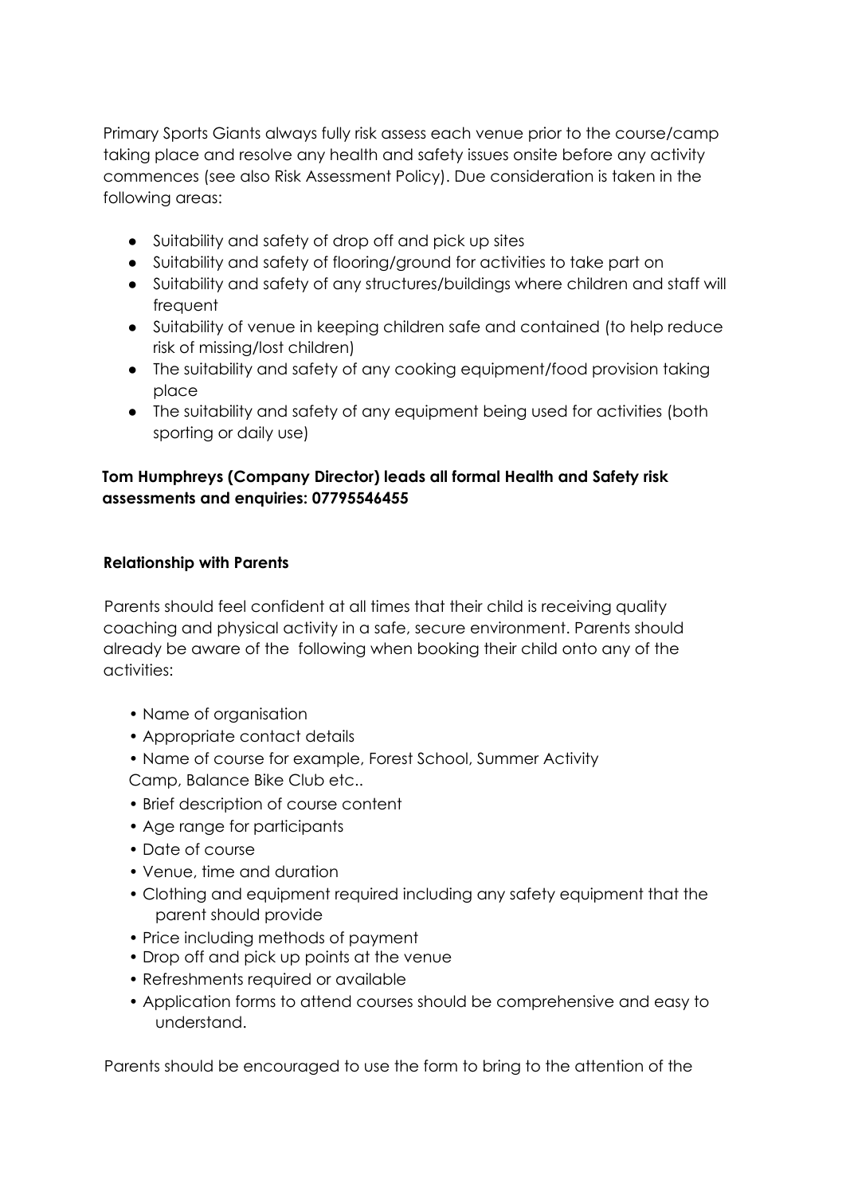Primary Sports Giants always fully risk assess each venue prior to the course/camp taking place and resolve any health and safety issues onsite before any activity commences (see also Risk Assessment Policy). Due consideration is taken in the following areas:

- Suitability and safety of drop off and pick up sites
- Suitability and safety of flooring/ground for activities to take part on
- Suitability and safety of any structures/buildings where children and staff will frequent
- Suitability of venue in keeping children safe and contained (to help reduce risk of missing/lost children)
- The suitability and safety of any cooking equipment/food provision taking place
- The suitability and safety of any equipment being used for activities (both sporting or daily use)

**Tom Humphreys (Company Director) leads all formal Health and Safety risk assessments and enquiries: 07795546455**

**Relationship with Parents**

Parents should feel confident at all times that their child is receiving quality coaching and physical activity in a safe, secure environment. Parents should already be aware of the following when booking their child onto any of the activities:

- Name of organisation
- Appropriate contact details
- Name of course for example, Forest School, Summer Activity Camp, Balance Bike Club etc..
- Brief description of course content
- Age range for participants
- Date of course
- Venue, time and duration
- Clothing and equipment required including any safety equipment that the parent should provide
- Price including methods of payment
- Drop off and pick up points at the venue
- Refreshments required or available
- Application forms to attend courses should be comprehensive and easy to understand.

Parents should be encouraged to use the form to bring to the attention of the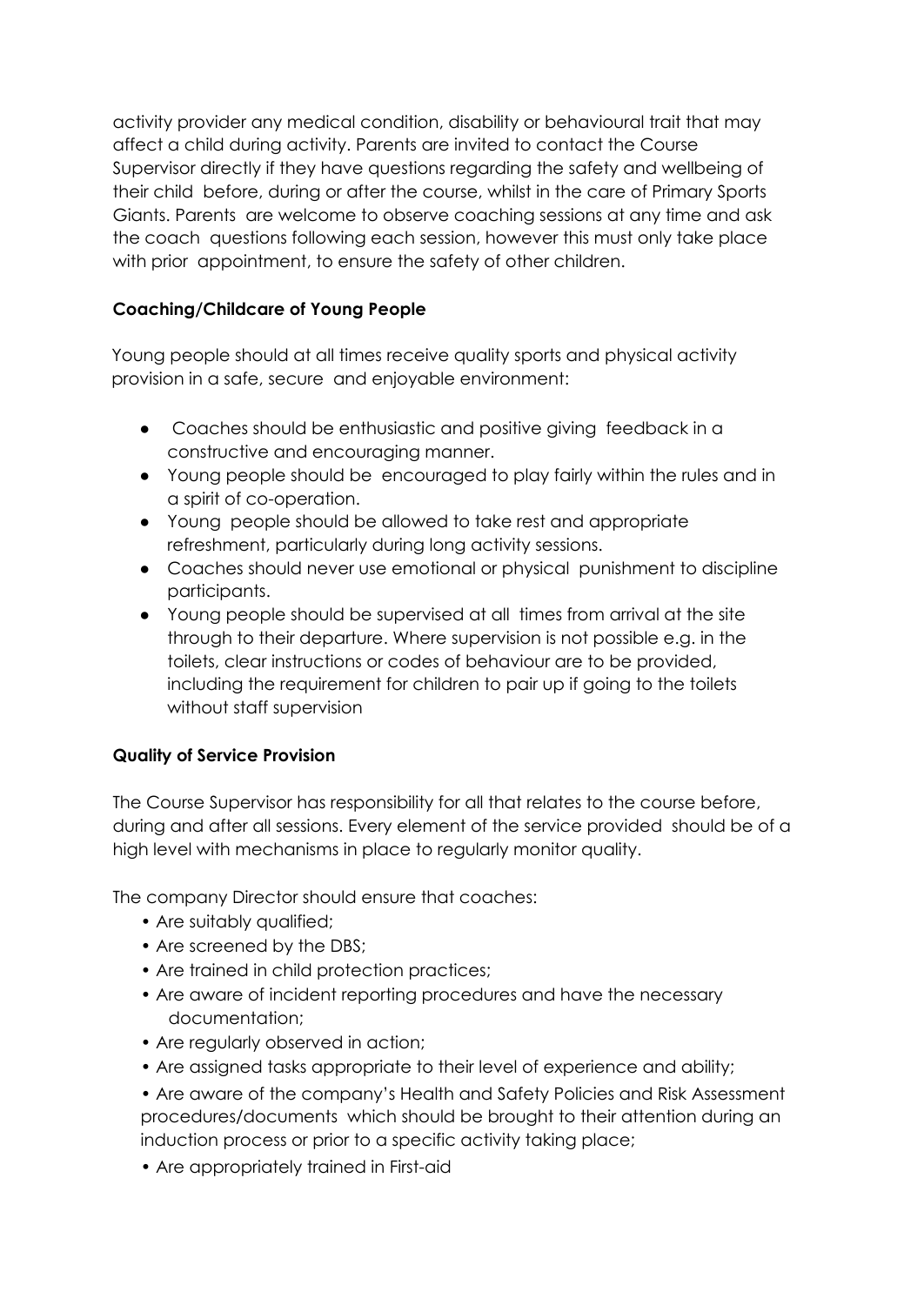activity provider any medical condition, disability or behavioural trait that may affect a child during activity. Parents are invited to contact the Course Supervisor directly if they have questions regarding the safety and wellbeing of their child before, during or after the course, whilst in the care of Primary Sports Giants. Parents are welcome to observe coaching sessions at any time and ask the coach questions following each session, however this must only take place with prior appointment, to ensure the safety of other children.

**Coaching/Childcare of Young People**

Young people should at all times receive quality sports and physical activity provision in a safe, secure and enjoyable environment:

- Coaches should be enthusiastic and positive giving feedback in a constructive and encouraging manner.
- Young people should be encouraged to play fairly within the rules and in a spirit of co-operation.
- Young people should be allowed to take rest and appropriate refreshment, particularly during long activity sessions.
- Coaches should never use emotional or physical punishment to discipline participants.
- Young people should be supervised at all times from arrival at the site through to their departure. Where supervision is not possible e.g. in the toilets, clear instructions or codes of behaviour are to be provided, including the requirement for children to pair up if going to the toilets without staff supervision

**Quality of Service Provision**

The Course Supervisor has responsibility for all that relates to the course before, during and after all sessions. Every element of the service provided should be of a high level with mechanisms in place to regularly monitor quality.

The company Director should ensure that coaches:

- Are suitably qualified;
- Are screened by the DBS;
- Are trained in child protection practices;
- Are aware of incident reporting procedures and have the necessary documentation;
- Are regularly observed in action;
- Are assigned tasks appropriate to their level of experience and ability;
- Are aware of the company's Health and Safety Policies and Risk Assessment procedures/documents which should be brought to their attention during an induction process or prior to a specific activity taking place;
- Are appropriately trained in First-aid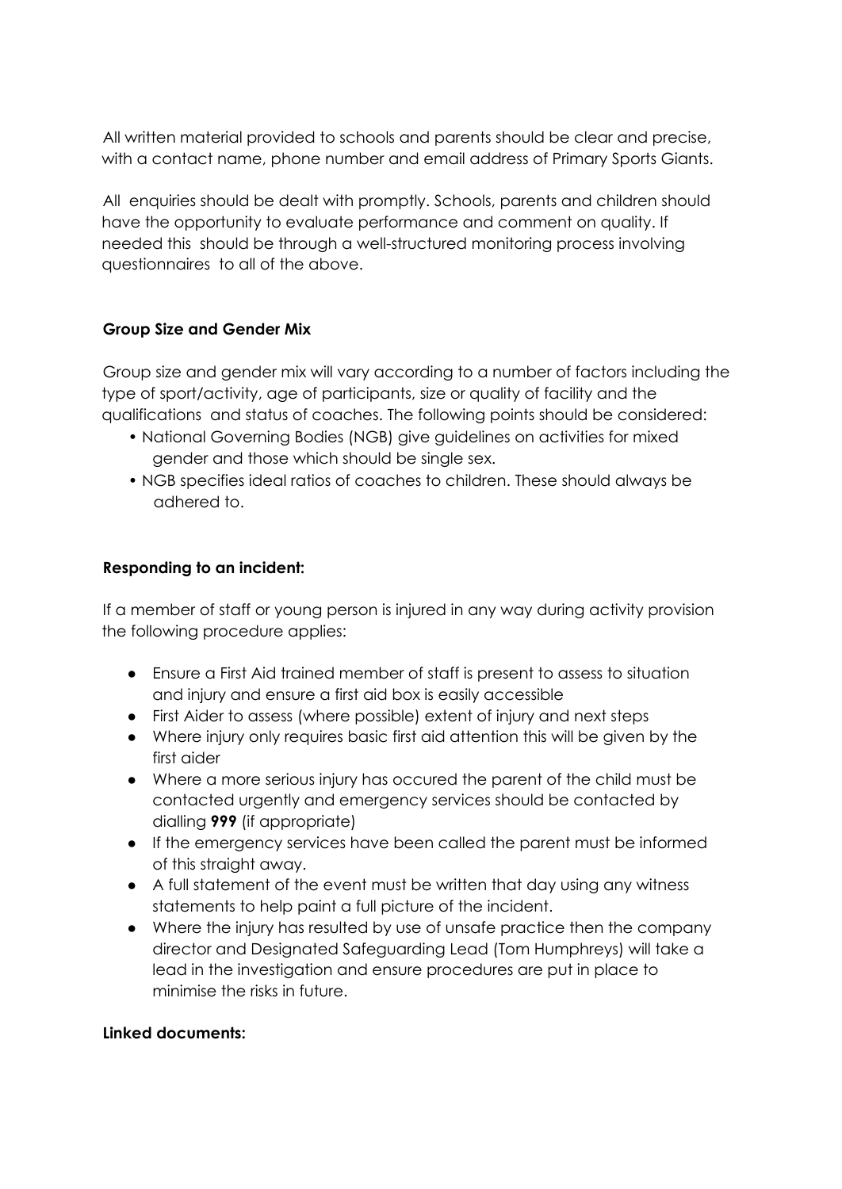All written material provided to schools and parents should be clear and precise, with a contact name, phone number and email address of Primary Sports Giants.

All enquiries should be dealt with promptly. Schools, parents and children should have the opportunity to evaluate performance and comment on quality. If needed this should be through a well-structured monitoring process involving questionnaires to all of the above.

**Group Size and Gender Mix**

Group size and gender mix will vary according to a number of factors including the type of sport/activity, age of participants, size or quality of facility and the qualifications and status of coaches. The following points should be considered:

- National Governing Bodies (NGB) give guidelines on activities for mixed gender and those which should be single sex.
- NGB specifies ideal ratios of coaches to children. These should always be adhered to.

**Responding to an incident:**

If a member of staff or young person is injured in any way during activity provision the following procedure applies:

- Ensure a First Aid trained member of staff is present to assess to situation and injury and ensure a first aid box is easily accessible
- First Aider to assess (where possible) extent of injury and next steps
- Where injury only requires basic first aid attention this will be given by the first aider
- Where a more serious injury has occured the parent of the child must be contacted urgently and emergency services should be contacted by dialling **999** (if appropriate)
- If the emergency services have been called the parent must be informed of this straight away.
- A full statement of the event must be written that day using any witness statements to help paint a full picture of the incident.
- Where the injury has resulted by use of unsafe practice then the company director and Designated Safeguarding Lead (Tom Humphreys) will take a lead in the investigation and ensure procedures are put in place to minimise the risks in future.

**Linked documents:**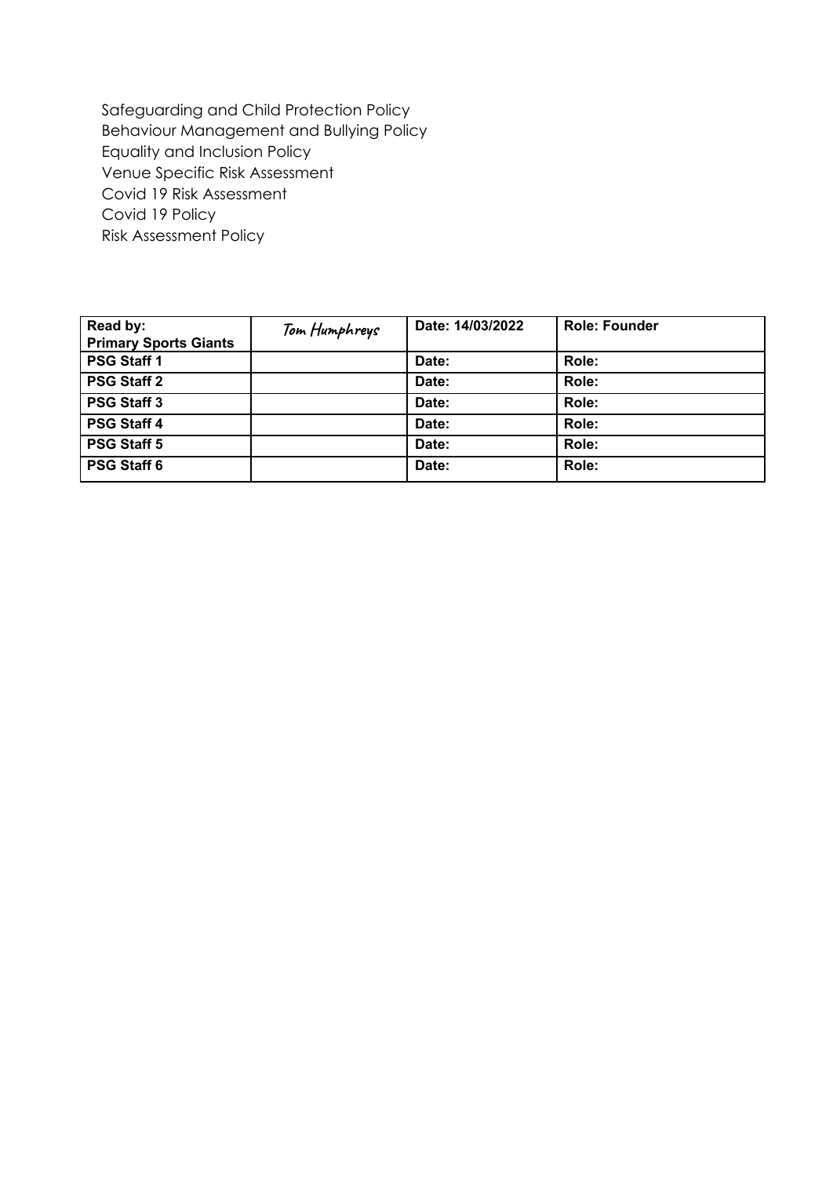Safeguarding and Child Protection Policy
Behaviour Management and Bullying Policy
Equality and Inclusion Policy
Venue Specific Risk Assessment
Covid 19 Risk Assessment
Covid 19 Policy
Risk Assessment Policy

| | | | |
|---|---|---|---|
| **Read by: Primary Sports Giants** | Tom Humphreys | **Date: 14/03/2022** | **Role: Founder** |
| **PSG Staff 1** | | **Date:** | **Role:** |
| **PSG Staff 2** | | **Date:** | **Role:** |
| **PSG Staff 3** | | **Date:** | **Role:** |
| **PSG Staff 4** | | **Date:** | **Role:** |
| **PSG Staff 5** | | **Date:** | **Role:** |
| **PSG Staff 6** | | **Date:** | **Role:** |